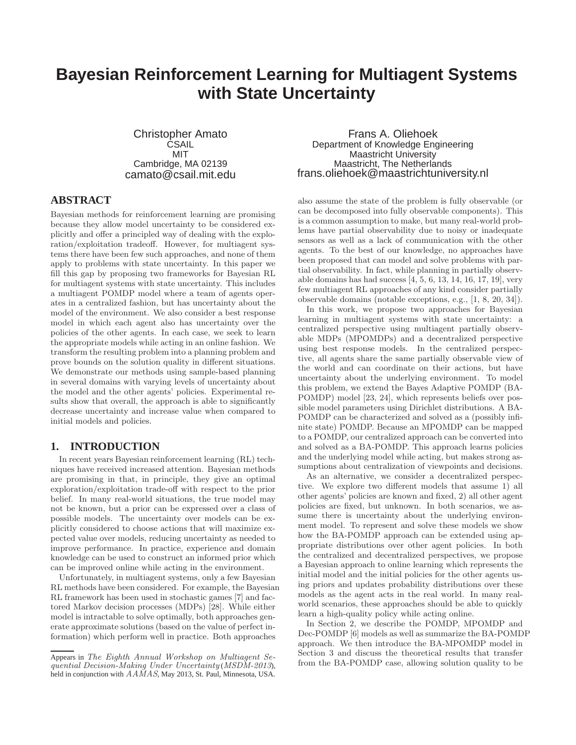# Bayesian Reinforcement Learning for Multiagent Systems with State Uncertainty

Christopher Amato
CSAIL
MIT
Cambridge, MA 02139
camato@csail.mit.edu

Frans A. Oliehoek
Department of Knowledge Engineering
Maastricht University
Maastricht, The Netherlands
frans.oliehoek@maastrichtuniversity.nl

## ABSTRACT

Bayesian methods for reinforcement learning are promising because they allow model uncertainty to be considered explicitly and offer a principled way of dealing with the exploration/exploitation tradeoff. However, for multiagent systems there have been few such approaches, and none of them apply to problems with state uncertainty. In this paper we fill this gap by proposing two frameworks for Bayesian RL for multiagent systems with state uncertainty. This includes a multiagent POMDP model where a team of agents operates in a centralized fashion, but has uncertainty about the model of the environment. We also consider a best response model in which each agent also has uncertainty over the policies of the other agents. In each case, we seek to learn the appropriate models while acting in an online fashion. We transform the resulting problem into a planning problem and prove bounds on the solution quality in different situations. We demonstrate our methods using sample-based planning in several domains with varying levels of uncertainty about the model and the other agents' policies. Experimental results show that overall, the approach is able to significantly decrease uncertainty and increase value when compared to initial models and policies.

## 1. INTRODUCTION

In recent years Bayesian reinforcement learning (RL) techniques have received increased attention. Bayesian methods are promising in that, in principle, they give an optimal exploration/exploitation trade-off with respect to the prior belief. In many real-world situations, the true model may not be known, but a prior can be expressed over a class of possible models. The uncertainty over models can be explicitly considered to choose actions that will maximize expected value over models, reducing uncertainty as needed to improve performance. In practice, experience and domain knowledge can be used to construct an informed prior which can be improved online while acting in the environment.

Unfortunately, in multiagent systems, only a few Bayesian RL methods have been considered. For example, the Bayesian RL framework has been used in stochastic games [7] and factored Markov decision processes (MDPs) [28]. While either model is intractable to solve optimally, both approaches generate approximate solutions (based on the value of perfect information) which perform well in practice. Both approaches also assume the state of the problem is fully observable (or can be decomposed into fully observable components). This is a common assumption to make, but many real-world problems have partial observability due to noisy or inadequate sensors as well as a lack of communication with the other agents. To the best of our knowledge, no approaches have been proposed that can model and solve problems with partial observability. In fact, while planning in partially observable domains has had success [4, 5, 6, 13, 14, 16, 17, 19], very few multiagent RL approaches of any kind consider partially observable domains (notable exceptions, e.g., [1, 8, 20, 34]).

In this work, we propose two approaches for Bayesian learning in multiagent systems with state uncertainty: a centralized perspective using multiagent partially observable MDPs (MPOMDPs) and a decentralized perspective using best response models. In the centralized perspective, all agents share the same partially observable view of the world and can coordinate on their actions, but have uncertainty about the underlying environment. To model this problem, we extend the Bayes Adaptive POMDP (BA-POMDP) model [23, 24], which represents beliefs over possible model parameters using Dirichlet distributions. A BA-POMDP can be characterized and solved as a (possibly infinite state) POMDP. Because an MPOMDP can be mapped to a POMDP, our centralized approach can be converted into and solved as a BA-POMDP. This approach learns policies and the underlying model while acting, but makes strong assumptions about centralization of viewpoints and decisions.

As an alternative, we consider a decentralized perspective. We explore two different models that assume 1) all other agents' policies are known and fixed, 2) all other agent policies are fixed, but unknown. In both scenarios, we assume there is uncertainty about the underlying environment model. To represent and solve these models we show how the BA-POMDP approach can be extended using appropriate distributions over other agent policies. In both the centralized and decentralized perspectives, we propose a Bayesian approach to online learning which represents the initial model and the initial policies for the other agents using priors and updates probability distributions over these models as the agent acts in the real world. In many real-world scenarios, these approaches should be able to quickly learn a high-quality policy while acting online.

In Section 2, we describe the POMDP, MPOMDP and Dec-POMDP [6] models as well as summarize the BA-POMDP approach. We then introduce the BA-MPOMDP model in Section 3 and discuss the theoretical results that transfer from the BA-POMDP case, allowing solution quality to be

Appears in *The Eighth Annual Workshop on Multiagent Sequential Decision-Making Under Uncertainty (MSDM-2013)*, held in conjunction with *AAMAS*, May 2013, St. Paul, Minnesota, USA.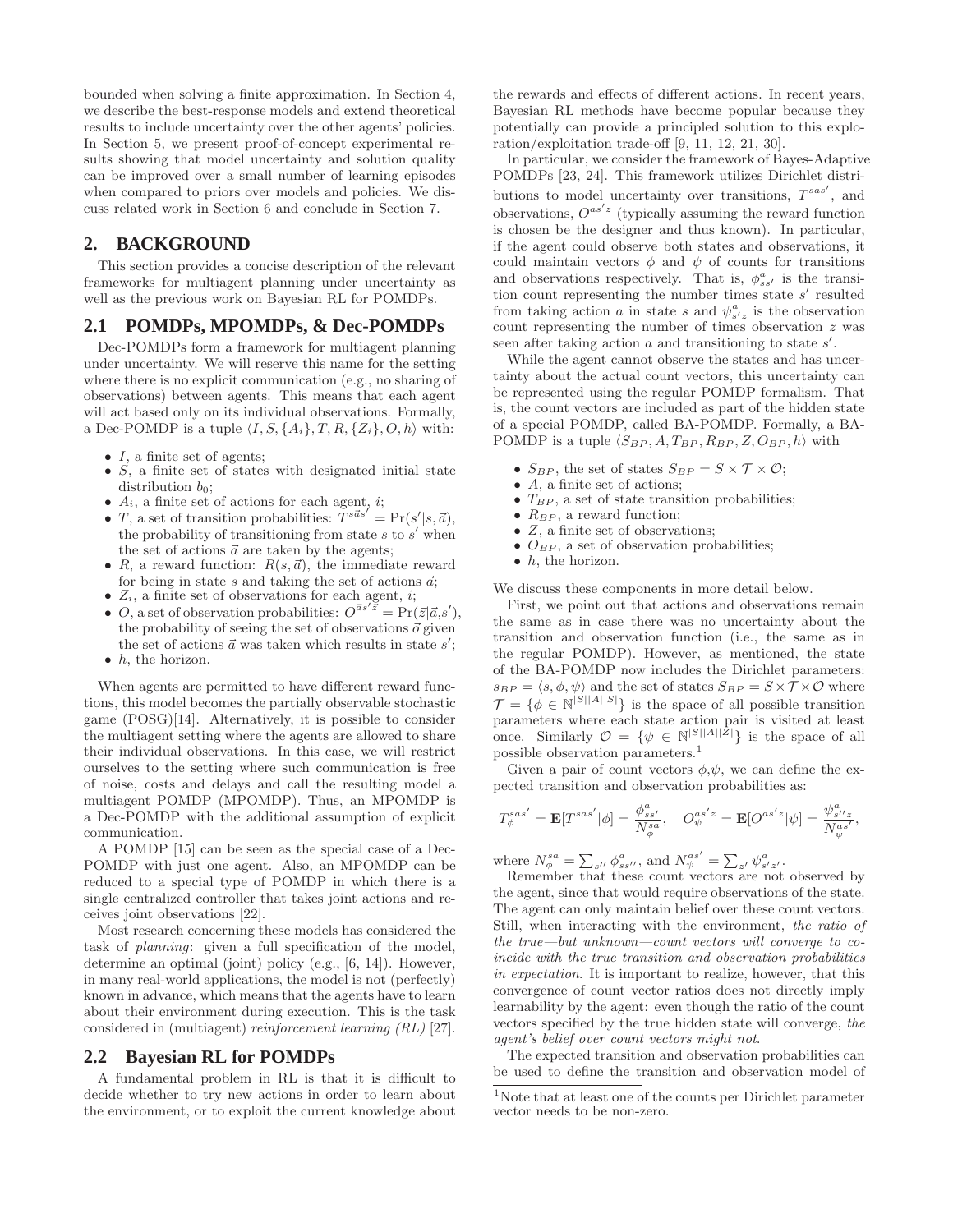bounded when solving a finite approximation. In Section 4, we describe the best-response models and extend theoretical results to include uncertainty over the other agents' policies. In Section 5, we present proof-of-concept experimental results showing that model uncertainty and solution quality can be improved over a small number of learning episodes when compared to priors over models and policies. We discuss related work in Section 6 and conclude in Section 7.

## 2. BACKGROUND

This section provides a concise description of the relevant frameworks for multiagent planning under uncertainty as well as the previous work on Bayesian RL for POMDPs.

## 2.1 POMDPs, MPOMDPs, & Dec-POMDPs

Dec-POMDPs form a framework for multiagent planning under uncertainty. We will reserve this name for the setting where there is no explicit communication (e.g., no sharing of observations) between agents. This means that each agent will act based only on its individual observations. Formally, a Dec-POMDP is a tuple $\langle I, S, \{A_i\}, T, R, \{Z_i\}, O, h\rangle$ with:

- $I$, a finite set of agents;
- $S$, a finite set of states with designated initial state distribution $b_0$;
- $A_i$, a finite set of actions for each agent, $i$;
- $T$, a set of transition probabilities: $T^{s\vec{a}s'} = \Pr(s'|s, \vec{a})$, the probability of transitioning from state $s$ to $s'$ when the set of actions $\vec{a}$ are taken by the agents;
- $R$, a reward function: $R(s, \vec{a})$, the immediate reward for being in state $s$ and taking the set of actions $\vec{a}$;
- $Z_i$, a finite set of observations for each agent, $i$;
- $O$, a set of observation probabilities: $O^{\vec{a}s'\vec{z}} = \Pr(\vec{z}|\vec{a}, s')$, the probability of seeing the set of observations $\vec{o}$ given the set of actions $\vec{a}$ was taken which results in state $s'$;
- $h$, the horizon.

When agents are permitted to have different reward functions, this model becomes the partially observable stochastic game (POSG)[14]. Alternatively, it is possible to consider the multiagent setting where the agents are allowed to share their individual observations. In this case, we will restrict ourselves to the setting where such communication is free of noise, costs and delays and call the resulting model a multiagent POMDP (MPOMDP). Thus, an MPOMDP is a Dec-POMDP with the additional assumption of explicit communication.

A POMDP [15] can be seen as the special case of a Dec-POMDP with just one agent. Also, an MPOMDP can be reduced to a special type of POMDP in which there is a single centralized controller that takes joint actions and receives joint observations [22].

Most research concerning these models has considered the task of *planning*: given a full specification of the model, determine an optimal (joint) policy (e.g., [6, 14]). However, in many real-world applications, the model is not (perfectly) known in advance, which means that the agents have to learn about their environment during execution. This is the task considered in (multiagent) *reinforcement learning (RL)* [27].

## 2.2 Bayesian RL for POMDPs

A fundamental problem in RL is that it is difficult to decide whether to try new actions in order to learn about the environment, or to exploit the current knowledge about the rewards and effects of different actions. In recent years, Bayesian RL methods have become popular because they potentially can provide a principled solution to this exploration/exploitation trade-off [9, 11, 12, 21, 30].

In particular, we consider the framework of Bayes-Adaptive POMDPs [23, 24]. This framework utilizes Dirichlet distributions to model uncertainty over transitions, $T^{sas'}$, and observations, $O^{as'z}$ (typically assuming the reward function is chosen be the designer and thus known). In particular, if the agent could observe both states and observations, it could maintain vectors $\phi$ and $\psi$ of counts for transitions and observations respectively. That is, $\phi^a_{ss'}$ is the transition count representing the number times state $s'$ resulted from taking action $a$ in state $s$ and $\psi^a_{s'z}$ is the observation count representing the number of times observation $z$ was seen after taking action $a$ and transitioning to state $s'$.

While the agent cannot observe the states and has uncertainty about the actual count vectors, this uncertainty can be represented using the regular POMDP formalism. That is, the count vectors are included as part of the hidden state of a special POMDP, called BA-POMDP. Formally, a BA-POMDP is a tuple $\langle S_{BP}, A, T_{BP}, R_{BP}, Z, O_{BP}, h\rangle$ with

- $S_{BP}$, the set of states $S_{BP} = S \times \mathcal{T} \times \mathcal{O}$;
- $A$, a finite set of actions;
- $T_{BP}$, a set of state transition probabilities;
- $R_{BP}$, a reward function;
- $Z$, a finite set of observations;
- $O_{BP}$, a set of observation probabilities;
- $h$, the horizon.

We discuss these components in more detail below.

First, we point out that actions and observations remain the same as in case there was no uncertainty about the transition and observation function (i.e., the same as in the regular POMDP). However, as mentioned, the state of the BA-POMDP now includes the Dirichlet parameters: $s_{BP} = \langle s, \phi, \psi\rangle$ and the set of states $S_{BP} = S \times \mathcal{T} \times \mathcal{O}$ where $\mathcal{T} = \{\phi \in \mathbb{N}^{|S||A||S|}\}$ is the space of all possible transition parameters where each state action pair is visited at least once. Similarly $\mathcal{O} = \{\psi \in \mathbb{N}^{|S||A||Z|}\}$ is the space of all possible observation parameters.[1]

Given a pair of count vectors $\phi$,$\psi$, we can define the expected transition and observation probabilities as:

$$T^{sas'}_{\phi} = \mathbf{E}[T^{sas'}|\phi] = \frac{\phi^a_{ss'}}{N^{sa}_{\phi}}, \quad O^{as'z}_{\psi} = \mathbf{E}[O^{as'z}|\psi] = \frac{\psi^a_{s''z}}{N^{as'}_{\psi}},$$

where $N^{sa}_{\phi} = \sum_{s''} \phi^a_{ss''}$, and $N^{as'}_{\psi} = \sum_{z'} \psi^a_{s'z'}$.

Remember that these count vectors are not observed by the agent, since that would require observations of the state. The agent can only maintain belief over these count vectors. Still, when interacting with the environment, *the ratio of the true—but unknown—count vectors will converge to coincide with the true transition and observation probabilities in expectation*. It is important to realize, however, that this convergence of count vector ratios does not directly imply learnability by the agent: even though the ratio of the count vectors specified by the true hidden state will converge, *the agent's belief over count vectors might not*.

The expected transition and observation probabilities can be used to define the transition and observation model of

[1] Note that at least one of the counts per Dirichlet parameter vector needs to be non-zero.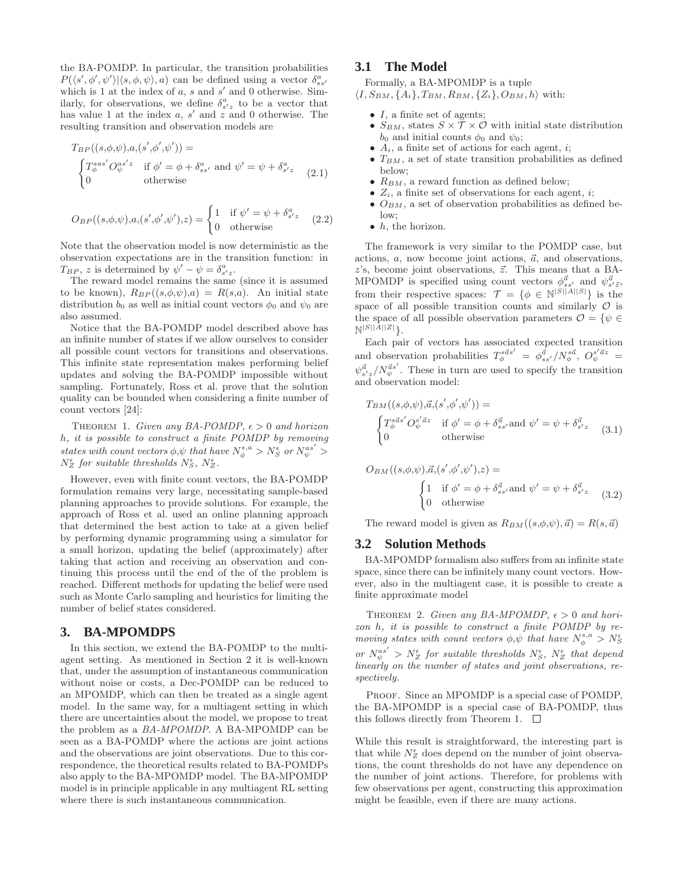the BA-POMDP. In particular, the transition probabilities $P(\langle s', \phi', \psi' \rangle | \langle s, \phi, \psi \rangle, a)$ can be defined using a vector $\delta^a_{ss'}$ which is 1 at the index of $a$, $s$ and $s'$ and 0 otherwise. Similarly, for observations, we define $\delta^a_{s'z}$ to be a vector that has value 1 at the index $a$, $s'$ and $z$ and 0 otherwise. The resulting transition and observation models are

$$T_{BP}((s,\phi,\psi),a,(s',\phi',\psi')) = \begin{cases} T^{sas'}_{\phi} O^{as'z}_{\psi} & \text{if } \phi' = \phi + \delta^a_{ss'} \text{ and } \psi' = \psi + \delta^a_{s'z} \\ 0 & \text{otherwise} \end{cases} \tag{2.1}$$

$$O_{BP}((s,\phi,\psi),a,(s',\phi',\psi'),z) = \begin{cases} 1 & \text{if } \psi' = \psi + \delta^a_{s'z} \\ 0 & \text{otherwise} \end{cases} \tag{2.2}$$

Note that the observation model is now deterministic as the observation expectations are in the transition function: in $T_{BP}$, $z$ is determined by $\psi' - \psi = \delta^a_{s'z}$.

The reward model remains the same (since it is assumed to be known), $R_{BP}((s,\phi,\psi),a) = R(s,a)$. An initial state distribution $b_0$ as well as initial count vectors $\phi_0$ and $\psi_0$ are also assumed.

Notice that the BA-POMDP model described above has an infinite number of states if we allow ourselves to consider all possible count vectors for transitions and observations. This infinite state representation makes performing belief updates and solving the BA-POMDP impossible without sampling. Fortunately, Ross et al. prove that the solution quality can be bounded when considering a finite number of count vectors [24]:

THEOREM 1. *Given any BA-POMDP, $\epsilon > 0$ and horizon $h$, it is possible to construct a finite POMDP by removing states with count vectors $\phi$,$\psi$ that have $N^{s,a}_{\phi} > N^{\epsilon}_{S}$ or $N^{as'}_{\psi} > N^{\epsilon}_{Z}$ for suitable thresholds $N^{\epsilon}_{S}$, $N^{\epsilon}_{Z}$.*

However, even with finite count vectors, the BA-POMDP formulation remains very large, necessitating sample-based planning approaches to provide solutions. For example, the approach of Ross et al. used an online planning approach that determined the best action to take at a given belief by performing dynamic programming using a simulator for a small horizon, updating the belief (approximately) after taking that action and receiving an observation and continuing this process until the end of the of the problem is reached. Different methods for updating the belief were used such as Monte Carlo sampling and heuristics for limiting the number of belief states considered.

# 3. BA-MPOMDPS

In this section, we extend the BA-POMDP to the multiagent setting. As mentioned in Section 2 it is well-known that, under the assumption of instantaneous communication without noise or costs, a Dec-POMDP can be reduced to an MPOMDP, which can then be treated as a single agent model. In the same way, for a multiagent setting in which there are uncertainties about the model, we propose to treat the problem as a *BA-MPOMDP*. A BA-MPOMDP can be seen as a BA-POMDP where the actions are joint actions and the observations are joint observations. Due to this correspondence, the theoretical results related to BA-POMDPs also apply to the BA-MPOMDP model. The BA-MPOMDP model is in principle applicable in any multiagent RL setting where there is such instantaneous communication.

## 3.1 The Model

Formally, a BA-MPOMDP is a tuple $\langle I, S_{BM}, \{A_i\}, T_{BM}, R_{BM}, \{Z_i\}, O_{BM}, h \rangle$ with:

- $I$, a finite set of agents;
- $S_{BM}$, states $S \times \mathcal{T} \times \mathcal{O}$ with initial state distribution $b_0$ and initial counts $\phi_0$ and $\psi_0$;
- $A_i$, a finite set of actions for each agent, $i$;
- $T_{BM}$, a set of state transition probabilities as defined below;
- $R_{BM}$, a reward function as defined below;
- $Z_i$, a finite set of observations for each agent, $i$;
- $O_{BM}$, a set of observation probabilities as defined below;
- $h$, the horizon.

The framework is very similar to the POMDP case, but actions, $a$, now become joint actions, $\vec{a}$, and observations, $z$'s, become joint observations, $\vec{z}$. This means that a BA-MPOMDP is specified using count vectors $\phi^{\vec{a}}_{ss'}$ and $\psi^{\vec{a}}_{s'\vec{z}}$, from their respective spaces: $\mathcal{T} = \{\phi \in \mathbb{N}^{|S||A||S|}\}$ is the space of all possible transition counts and similarly $\mathcal{O}$ is the space of all possible observation parameters $\mathcal{O} = \{\psi \in \mathbb{N}^{|S||A||Z|}\}$.

Each pair of vectors has associated expected transition and observation probabilities $T^{s\vec{a}s'}_{\phi} = \phi^{\vec{a}}_{ss'}/N^{s\vec{a}}_{\phi}$, $O^{s'\vec{a}z}_{\psi} = \psi^{\vec{a}}_{s'z}/N^{\vec{a}s'}_{\psi}$. These in turn are used to specify the transition and observation model:

$$T_{BM}((s,\phi,\psi),\vec{a},(s',\phi',\psi')) = \begin{cases} T^{s\vec{a}s'}_{\phi} O^{s'\vec{a}z}_{\psi} & \text{if } \phi' = \phi + \delta^{\vec{a}}_{ss'} \text{and } \psi' = \psi + \delta^{\vec{a}}_{s'z} \\ 0 & \text{otherwise} \end{cases} \tag{3.1}$$

$$O_{BM}((s,\phi,\psi),\vec{a},(s',\phi',\psi'),z) = \begin{cases} 1 & \text{if } \phi' = \phi + \delta^{\vec{a}}_{ss'} \text{and } \psi' = \psi + \delta^{\vec{a}}_{s'z} \\ 0 & \text{otherwise} \end{cases} \tag{3.2}$$

The reward model is given as $R_{BM}((s,\phi,\psi),\vec{a}) = R(s,\vec{a})$

## 3.2 Solution Methods

BA-MPOMDP formalism also suffers from an infinite state space, since there can be infinitely many count vectors. However, also in the multiagent case, it is possible to create a finite approximate model

THEOREM 2. *Given any BA-MPOMDP, $\epsilon > 0$ and horizon $h$, it is possible to construct a finite POMDP by removing states with count vectors $\phi$,$\psi$ that have $N^{s,a}_{\phi} > N^{\epsilon}_{S}$ or $N^{as'}_{\psi} > N^{\epsilon}_{Z}$ for suitable thresholds $N^{\epsilon}_{S}$, $N^{\epsilon}_{Z}$ that depend linearly on the number of states and joint observations, respectively.*

PROOF. Since an MPOMDP is a special case of POMDP, the BA-MPOMDP is a special case of BA-POMDP, thus this follows directly from Theorem 1. □

While this result is straightforward, the interesting part is that while $N^{\epsilon}_{Z}$ does depend on the number of joint observations, the count thresholds do not have any dependence on the number of joint actions. Therefore, for problems with few observations per agent, constructing this approximation might be feasible, even if there are many actions.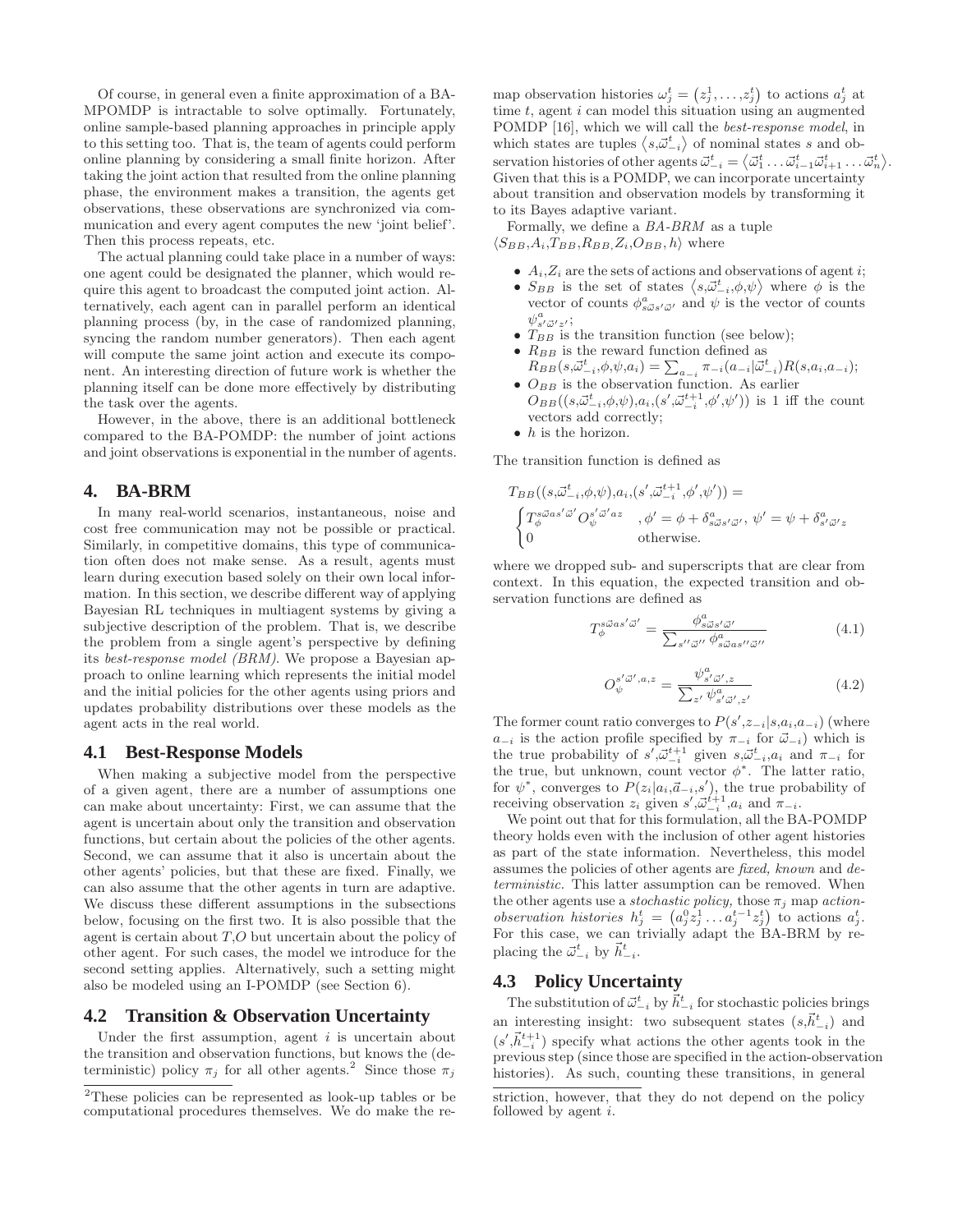Of course, in general even a finite approximation of a BA-MPOMDP is intractable to solve optimally. Fortunately, online sample-based planning approaches in principle apply to this setting too. That is, the team of agents could perform online planning by considering a small finite horizon. After taking the joint action that resulted from the online planning phase, the environment makes a transition, the agents get observations, these observations are synchronized via communication and every agent computes the new 'joint belief'. Then this process repeats, etc.

The actual planning could take place in a number of ways: one agent could be designated the planner, which would require this agent to broadcast the computed joint action. Alternatively, each agent can in parallel perform an identical planning process (by, in the case of randomized planning, syncing the random number generators). Then each agent will compute the same joint action and execute its component. An interesting direction of future work is whether the planning itself can be done more effectively by distributing the task over the agents.

However, in the above, there is an additional bottleneck compared to the BA-POMDP: the number of joint actions and joint observations is exponential in the number of agents.

## 4. BA-BRM

In many real-world scenarios, instantaneous, noise and cost free communication may not be possible or practical. Similarly, in competitive domains, this type of communication often does not make sense. As a result, agents must learn during execution based solely on their own local information. In this section, we describe different way of applying Bayesian RL techniques in multiagent systems by giving a subjective description of the problem. That is, we describe the problem from a single agent's perspective by defining its *best-response model (BRM)*. We propose a Bayesian approach to online learning which represents the initial model and the initial policies for the other agents using priors and updates probability distributions over these models as the agent acts in the real world.

### 4.1 Best-Response Models

When making a subjective model from the perspective of a given agent, there are a number of assumptions one can make about uncertainty: First, we can assume that the agent is uncertain about only the transition and observation functions, but certain about the policies of the other agents. Second, we can assume that it also is uncertain about the other agents' policies, but that these are fixed. Finally, we can also assume that the other agents in turn are adaptive. We discuss these different assumptions in the subsections below, focusing on the first two. It is also possible that the agent is certain about $T$,$O$ but uncertain about the policy of other agent. For such cases, the model we introduce for the second setting applies. Alternatively, such a setting might also be modeled using an I-POMDP (see Section 6).

### 4.2 Transition & Observation Uncertainty

Under the first assumption, agent $i$ is uncertain about the transition and observation functions, but knows the (deterministic) policy $\pi_j$ for all other agents.[2] Since those $\pi_j$ map observation histories $\omega_j^t = \left(z_j^1, \ldots, z_j^t\right)$ to actions $a_j^t$ at time $t$, agent $i$ can model this situation using an augmented POMDP [16], which we will call the *best-response model*, in which states are tuples $\langle s, \vec{\omega}_{-i}^t \rangle$ of nominal states $s$ and observation histories of other agents $\vec{\omega}_{-i}^t = \langle \vec{\omega}_1^t \ldots \vec{\omega}_{i-1}^t \vec{\omega}_{i+1}^t \ldots \vec{\omega}_n^t \rangle$. Given that this is a POMDP, we can incorporate uncertainty about transition and observation models by transforming it to its Bayes adaptive variant.

Formally, we define a *BA-BRM* as a tuple $\langle S_{BB}, A_i, T_{BB}, R_{BB}, Z_i, O_{BB}, h \rangle$ where

- $A_i$,$Z_i$ are the sets of actions and observations of agent $i$;
- $S_{BB}$ is the set of states $\langle s, \vec{\omega}_{-i}^t, \phi, \psi \rangle$ where $\phi$ is the vector of counts $\phi_{s\vec{\omega}s'\vec{\omega}'}^a$ and $\psi$ is the vector of counts $\psi_{s'\vec{\omega}'z'}^a$;
- $T_{BB}$ is the transition function (see below);
- $R_{BB}$ is the reward function defined as $R_{BB}(s, \vec{\omega}_{-i}^t, \phi, \psi, a_i) = \sum_{a_{-i}} \pi_{-i}(a_{-i}|\vec{\omega}_{-i}^t) R(s, a_i, a_{-i})$;
- $O_{BB}$ is the observation function. As earlier $O_{BB}((s, \vec{\omega}_{-i}^t, \phi, \psi), a_i, (s', \vec{\omega}_{-i}^{t+1}, \phi', \psi'))$ is 1 iff the count vectors add correctly;
- $h$ is the horizon.

The transition function is defined as

$$T_{BB}((s, \vec{\omega}_{-i}^t, \phi, \psi), a_i, (s', \vec{\omega}_{-i}^{t+1}, \phi', \psi')) = \begin{cases} T_\phi^{s\vec{\omega}as'\vec{\omega}'} O_\psi^{s'\vec{\omega}'az} & , \phi' = \phi + \delta_{s\vec{\omega}s'\vec{\omega}'}^a, \ \psi' = \psi + \delta_{s'\vec{\omega}'z}^a \\ 0 & \text{otherwise.} \end{cases}$$

where we dropped sub- and superscripts that are clear from context. In this equation, the expected transition and observation functions are defined as

$$T_\phi^{s\vec{\omega}as'\vec{\omega}'} = \frac{\phi_{s\vec{\omega}s'\vec{\omega}'}^a}{\sum_{s''\vec{\omega}''} \phi_{s\vec{\omega}as''\vec{\omega}''}^a} \tag{4.1}$$

$$O_\psi^{s'\vec{\omega}',a,z} = \frac{\psi_{s'\vec{\omega}',z}^a}{\sum_{z'} \psi_{s'\vec{\omega}',z'}^a} \tag{4.2}$$

The former count ratio converges to $P(s', z_{-i}|s, a_i, a_{-i})$ (where $a_{-i}$ is the action profile specified by $\pi_{-i}$ for $\vec{\omega}_{-i}$) which is the true probability of $s', \vec{\omega}_{-i}^{t+1}$ given $s, \vec{\omega}_{-i}^t, a_i$ and $\pi_{-i}$ for the true, but unknown, count vector $\phi^*$. The latter ratio, for $\psi^*$, converges to $P(z_i|a_i, \vec{a}_{-i}, s')$, the true probability of receiving observation $z_i$ given $s', \vec{\omega}_{-i}^{t+1}, a_i$ and $\pi_{-i}$.

We point out that for this formulation, all the BA-POMDP theory holds even with the inclusion of other agent histories as part of the state information. Nevertheless, this model assumes the policies of other agents are *fixed, known* and *deterministic*. This latter assumption can be removed. When the other agents use a *stochastic policy,* those $\pi_j$ map *action-observation histories* $h_j^t = \left(a_j^0 z_j^1 \ldots a_j^{t-1} z_j^t\right)$ to actions $a_j^t$. For this case, we can trivially adapt the BA-BRM by replacing the $\vec{\omega}_{-i}^t$ by $\vec{h}_{-i}^t$.

### 4.3 Policy Uncertainty

The substitution of $\vec{\omega}_{-i}^t$ by $\vec{h}_{-i}^t$ for stochastic policies brings an interesting insight: two subsequent states $(s, \vec{h}_{-i}^t)$ and $(s', \vec{h}_{-i}^{t+1})$ specify what actions the other agents took in the previous step (since those are specified in the action-observation histories). As such, counting these transitions, in general

[2] These policies can be represented as look-up tables or be computational procedures themselves. We do make the restriction, however, that they do not depend on the policy followed by agent $i$.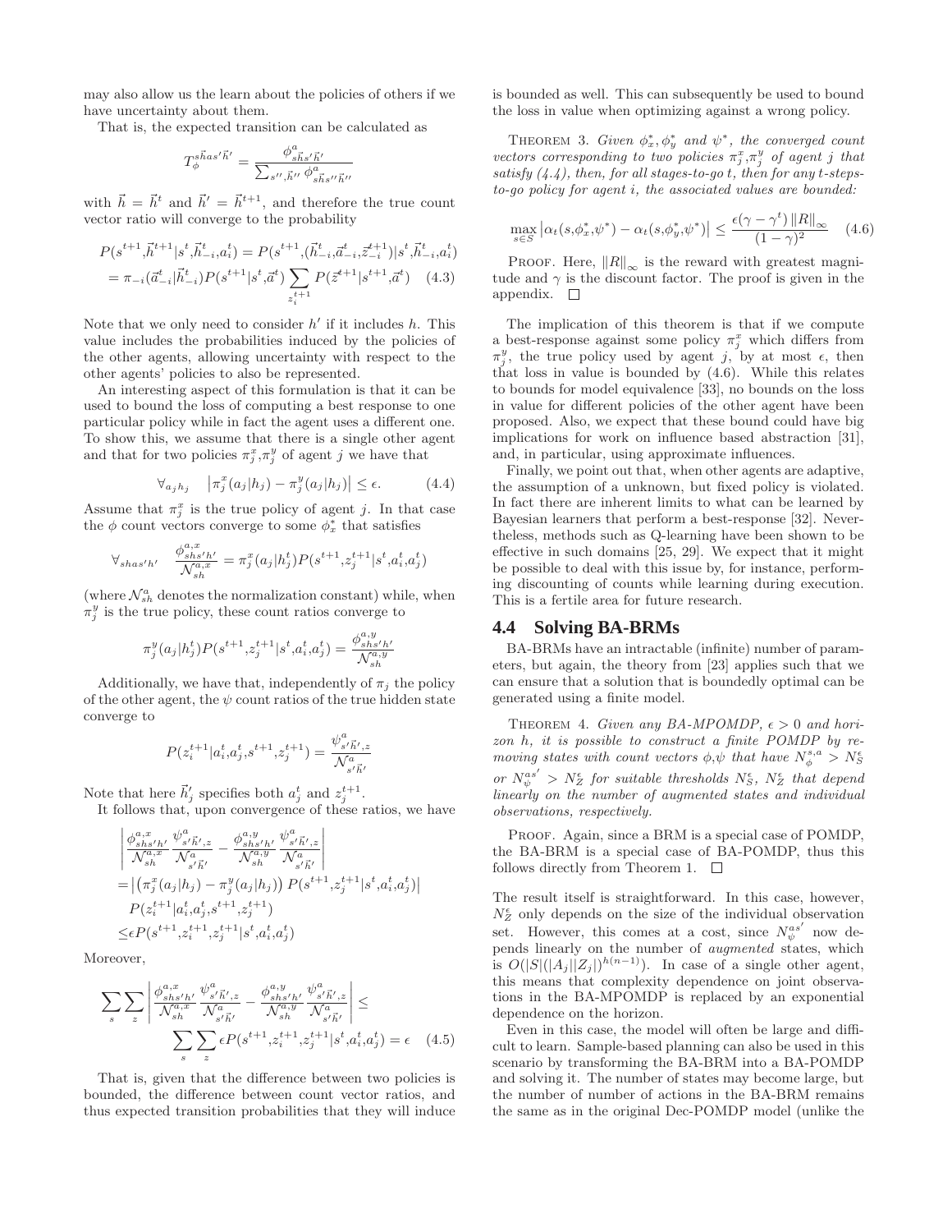may also allow us the learn about the policies of others if we have uncertainty about them.

That is, the expected transition can be calculated as

$$T_{\phi}^{s\vec{h}as'\vec{h}'} = \frac{\phi^{a}_{s\vec{h}s'\vec{h}'}}{\sum_{s'',\vec{h}''} \phi^{a}_{s\vec{h}s''\vec{h}''}}$$

with $\vec{h} = \vec{h}^t$ and $\vec{h}' = \vec{h}^{t+1}$, and therefore the true count vector ratio will converge to the probability

$$\begin{aligned} P(s^{t+1},\vec{h}^{t+1}|s^t,\vec{h}^t_{-i},a^t_i) &= P(s^{t+1},(\vec{h}^t_{-i},\vec{a}^t_{-i},\vec{z}^{t+1}_{-i})|s^t,\vec{h}^t_{-i},a^t_i) \\ &= \pi_{-i}(\vec{a}^t_{-i}|\vec{h}^t_{-i})P(s^{t+1}|s^t,\vec{a}^t)\sum_{z^{t+1}_i} P(\vec{z}^{t+1}|s^{t+1},\vec{a}^t) \quad (4.3) \end{aligned}$$

Note that we only need to consider $h'$ if it includes $h$. This value includes the probabilities induced by the policies of the other agents, allowing uncertainty with respect to the other agents' policies to also be represented.

An interesting aspect of this formulation is that it can be used to bound the loss of computing a best response to one particular policy while in fact the agent uses a different one. To show this, we assume that there is a single other agent and that for two policies $\pi^x_j, \pi^y_j$ of agent $j$ we have that

$$\forall_{a_j h_j} \quad \left|\pi^x_j(a_j|h_j) - \pi^y_j(a_j|h_j)\right| \leq \epsilon. \qquad (4.4)$$

Assume that $\pi^x_j$ is the true policy of agent $j$. In that case the $\phi$ count vectors converge to some $\phi^*_x$ that satisfies

$$\forall_{shas'h'} \quad \frac{\phi^{a,x}_{shs'h'}}{\mathcal{N}^{a,x}_{sh}} = \pi^x_j(a_j|h^t_j)P(s^{t+1},z^{t+1}_j|s^t,a^t_i,a^t_j)$$

(where $\mathcal{N}^a_{sh}$ denotes the normalization constant) while, when $\pi^y_j$ is the true policy, these count ratios converge to

$$\pi^y_j(a_j|h^t_j)P(s^{t+1},z^{t+1}_j|s^t,a^t_i,a^t_j) = \frac{\phi^{a,y}_{shs'h'}}{\mathcal{N}^{a,y}_{sh}}$$

Additionally, we have that, independently of $\pi_j$ the policy of the other agent, the $\psi$ count ratios of the true hidden state converge to

$$P(z^{t+1}_i|a^t_i,a^t_j,s^{t+1},z^{t+1}_j) = \frac{\psi^a_{s'\vec{h}',z}}{\mathcal{N}^a_{s'\vec{h}'}}$$

Note that here $\vec{h}'_j$ specifies both $a^t_j$ and $z^{t+1}_j$.

It follows that, upon convergence of these ratios, we have

$$\begin{aligned} &\left|\frac{\phi^{a,x}_{shs'h'}}{\mathcal{N}^{a,x}_{sh}}\frac{\psi^a_{s'\vec{h}',z}}{\mathcal{N}^a_{s'\vec{h}'}} - \frac{\phi^{a,y}_{shs'h'}}{\mathcal{N}^{a,y}_{sh}}\frac{\psi^a_{s'\vec{h}',z}}{\mathcal{N}^a_{s'\vec{h}'}}\right| \\ =&\left|\left(\pi^x_j(a_j|h_j) - \pi^y_j(a_j|h_j)\right)P(s^{t+1},z^{t+1}_j|s^t,a^t_i,a^t_j)\right| \\ &P(z^{t+1}_i|a^t_i,a^t_j,s^{t+1},z^{t+1}_j) \\ \leq&\epsilon P(s^{t+1},z^{t+1}_i,z^{t+1}_j|s^t,a^t_i,a^t_j) \end{aligned}$$

Moreover,

$$\begin{aligned} \sum_s\sum_z\left|\frac{\phi^{a,x}_{shs'h'}}{\mathcal{N}^{a,x}_{sh}}\frac{\psi^a_{s'\vec{h}',z}}{\mathcal{N}^a_{s'\vec{h}'}} - \frac{\phi^{a,y}_{shs'h'}}{\mathcal{N}^{a,y}_{sh}}\frac{\psi^a_{s'\vec{h}',z}}{\mathcal{N}^a_{s'\vec{h}'}}\right| \leq \\ \sum_s\sum_z \epsilon P(s^{t+1},z^{t+1}_i,z^{t+1}_j|s^t,a^t_i,a^t_j) = \epsilon \quad (4.5) \end{aligned}$$

That is, given that the difference between two policies is bounded, the difference between count vector ratios, and thus expected transition probabilities that they will induce is bounded as well. This can subsequently be used to bound the loss in value when optimizing against a wrong policy.

Theorem 3. *Given $\phi^*_x, \phi^*_y$ and $\psi^*$, the converged count vectors corresponding to two policies $\pi^x_j, \pi^y_j$ of agent $j$ that satisfy (4.4), then, for all stages-to-go $t$, then for any $t$-steps-to-go policy for agent $i$, the associated values are bounded:*

$$\max_{s\in S}\left|\alpha_t(s,\phi^*_x,\psi^*) - \alpha_t(s,\phi^*_y,\psi^*)\right| \leq \frac{\epsilon(\gamma-\gamma^t)\left\|R\right\|_\infty}{(1-\gamma)^2} \quad (4.6)$$

Proof. Here, $\|R\|_\infty$ is the reward with greatest magnitude and $\gamma$ is the discount factor. The proof is given in the appendix. □

The implication of this theorem is that if we compute a best-response against some policy $\pi^x_j$ which differs from $\pi^y_j$, the true policy used by agent $j$, by at most $\epsilon$, then that loss in value is bounded by (4.6). While this relates to bounds for model equivalence [33], no bounds on the loss in value for different policies of the other agent have been proposed. Also, we expect that these bound could have big implications for work on influence based abstraction [31], and, in particular, using approximate influences.

Finally, we point out that, when other agents are adaptive, the assumption of a unknown, but fixed policy is violated. In fact there are inherent limits to what can be learned by Bayesian learners that perform a best-response [32]. Nevertheless, methods such as Q-learning have been shown to be effective in such domains [25, 29]. We expect that it might be possible to deal with this issue by, for instance, performing discounting of counts while learning during execution. This is a fertile area for future research.

## 4.4 Solving BA-BRMs

BA-BRMs have an intractable (infinite) number of parameters, but again, the theory from [23] applies such that we can ensure that a solution that is boundedly optimal can be generated using a finite model.

Theorem 4. *Given any BA-MPOMDP, $\epsilon > 0$ and horizon $h$, it is possible to construct a finite POMDP by removing states with count vectors $\phi,\psi$ that have $N^{s,a}_\phi > N^\epsilon_S$ or $N^{as'}_\psi > N^\epsilon_Z$ for suitable thresholds $N^\epsilon_S$, $N^\epsilon_Z$ that depend linearly on the number of augmented states and individual observations, respectively.*

Proof. Again, since a BRM is a special case of POMDP, the BA-BRM is a special case of BA-POMDP, thus this follows directly from Theorem 1. □

The result itself is straightforward. In this case, however, $N^\epsilon_Z$ only depends on the size of the individual observation set. However, this comes at a cost, since $N^{as'}_\psi$ now depends linearly on the number of *augmented* states, which is $O(|S|(|A_j||Z_j|)^{h(n-1)})$. In case of a single other agent, this means that complexity dependence on joint observations in the BA-MPOMDP is replaced by an exponential dependence on the horizon.

Even in this case, the model will often be large and difficult to learn. Sample-based planning can also be used in this scenario by transforming the BA-BRM into a BA-POMDP and solving it. The number of states may become large, but the number of number of actions in the BA-BRM remains the same as in the original Dec-POMDP model (unlike the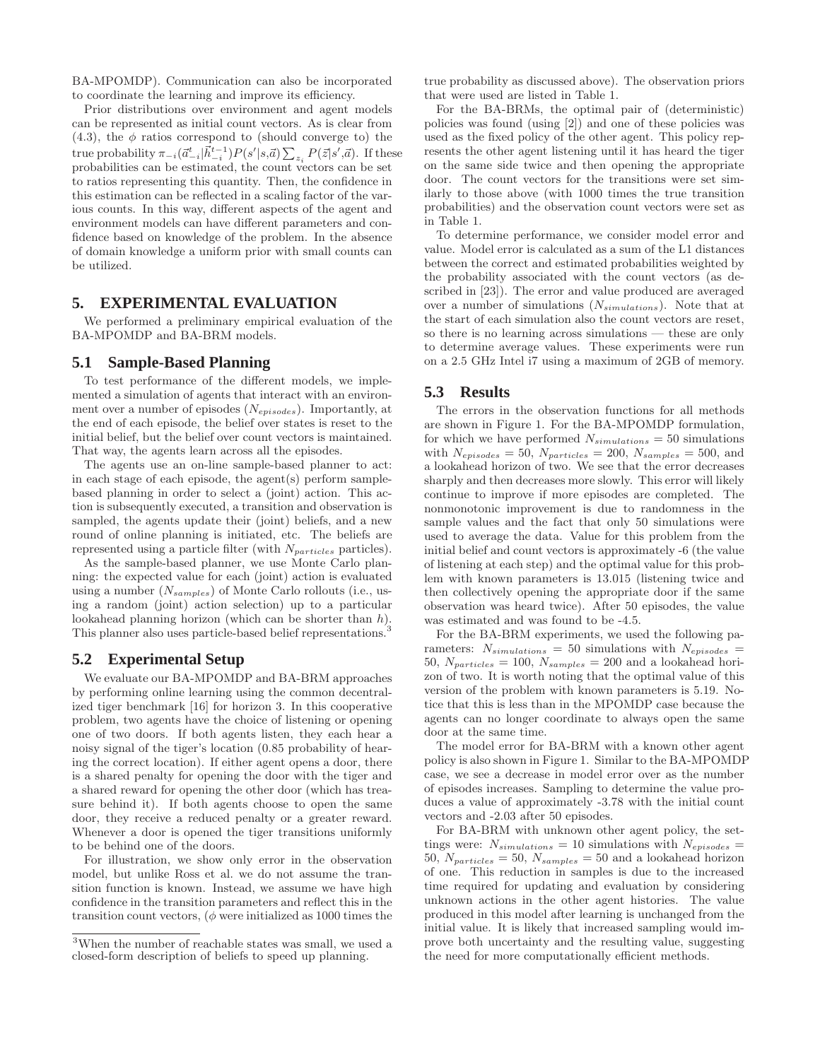BA-MPOMDP). Communication can also be incorporated to coordinate the learning and improve its efficiency.

Prior distributions over environment and agent models can be represented as initial count vectors. As is clear from (4.3), the $\phi$ ratios correspond to (should converge to) the true probability $\pi_{-i}(\vec{a}^t_{-i}|\vec{h}^{t-1}_{-i})P(s'|s,\vec{a})\sum_{z_i}P(\vec{z}|s',\vec{a})$. If these probabilities can be estimated, the count vectors can be set to ratios representing this quantity. Then, the confidence in this estimation can be reflected in a scaling factor of the various counts. In this way, different aspects of the agent and environment models can have different parameters and confidence based on knowledge of the problem. In the absence of domain knowledge a uniform prior with small counts can be utilized.

## 5. EXPERIMENTAL EVALUATION

We performed a preliminary empirical evaluation of the BA-MPOMDP and BA-BRM models.

### 5.1 Sample-Based Planning

To test performance of the different models, we implemented a simulation of agents that interact with an environment over a number of episodes ($N_{episodes}$). Importantly, at the end of each episode, the belief over states is reset to the initial belief, but the belief over count vectors is maintained. That way, the agents learn across all the episodes.

The agents use an on-line sample-based planner to act: in each stage of each episode, the agent(s) perform sample-based planning in order to select a (joint) action. This action is subsequently executed, a transition and observation is sampled, the agents update their (joint) beliefs, and a new round of online planning is initiated, etc. The beliefs are represented using a particle filter (with $N_{particles}$ particles).

As the sample-based planner, we use Monte Carlo planning: the expected value for each (joint) action is evaluated using a number ($N_{samples}$) of Monte Carlo rollouts (i.e., using a random (joint) action selection) up to a particular lookahead planning horizon (which can be shorter than $h$). This planner also uses particle-based belief representations.[3]

### 5.2 Experimental Setup

We evaluate our BA-MPOMDP and BA-BRM approaches by performing online learning using the common decentralized tiger benchmark [16] for horizon 3. In this cooperative problem, two agents have the choice of listening or opening one of two doors. If both agents listen, they each hear a noisy signal of the tiger's location (0.85 probability of hearing the correct location). If either agent opens a door, there is a shared penalty for opening the door with the tiger and a shared reward for opening the other door (which has treasure behind it). If both agents choose to open the same door, they receive a reduced penalty or a greater reward. Whenever a door is opened the tiger transitions uniformly to be behind one of the doors.

For illustration, we show only error in the observation model, but unlike Ross et al. we do not assume the transition function is known. Instead, we assume we have high confidence in the transition parameters and reflect this in the transition count vectors, ($\phi$ were initialized as 1000 times the true probability as discussed above). The observation priors that were used are listed in Table 1.

For the BA-BRMs, the optimal pair of (deterministic) policies was found (using [2]) and one of these policies was used as the fixed policy of the other agent. This policy represents the other agent listening until it has heard the tiger on the same side twice and then opening the appropriate door. The count vectors for the transitions were set similarly to those above (with 1000 times the true transition probabilities) and the observation count vectors were set as in Table 1.

To determine performance, we consider model error and value. Model error is calculated as a sum of the L1 distances between the correct and estimated probabilities weighted by the probability associated with the count vectors (as described in [23]). The error and value produced are averaged over a number of simulations ($N_{simulations}$). Note that at the start of each simulation also the count vectors are reset, so there is no learning across simulations — these are only to determine average values. These experiments were run on a 2.5 GHz Intel i7 using a maximum of 2GB of memory.

### 5.3 Results

The errors in the observation functions for all methods are shown in Figure 1. For the BA-MPOMDP formulation, for which we have performed $N_{simulations} = 50$ simulations with $N_{episodes} = 50$, $N_{particles} = 200$, $N_{samples} = 500$, and a lookahead horizon of two. We see that the error decreases sharply and then decreases more slowly. This error will likely continue to improve if more episodes are completed. The nonmonotonic improvement is due to randomness in the sample values and the fact that only 50 simulations were used to average the data. Value for this problem from the initial belief and count vectors is approximately -6 (the value of listening at each step) and the optimal value for this problem with known parameters is 13.015 (listening twice and then collectively opening the appropriate door if the same observation was heard twice). After 50 episodes, the value was estimated and was found to be -4.5.

For the BA-BRM experiments, we used the following parameters: $N_{simulations} = 50$ simulations with $N_{episodes} = 50$, $N_{particles} = 100$, $N_{samples} = 200$ and a lookahead horizon of two. It is worth noting that the optimal value of this version of the problem with known parameters is 5.19. Notice that this is less than in the MPOMDP case because the agents can no longer coordinate to always open the same door at the same time.

The model error for BA-BRM with a known other agent policy is also shown in Figure 1. Similar to the BA-MPOMDP case, we see a decrease in model error over as the number of episodes increases. Sampling to determine the value produces a value of approximately -3.78 with the initial count vectors and -2.03 after 50 episodes.

For BA-BRM with unknown other agent policy, the settings were: $N_{simulations} = 10$ simulations with $N_{episodes} = 50$, $N_{particles} = 50$, $N_{samples} = 50$ and a lookahead horizon of one. This reduction in samples is due to the increased time required for updating and evaluation by considering unknown actions in the other agent histories. The value produced in this model after learning is unchanged from the initial value. It is likely that increased sampling would improve both uncertainty and the resulting value, suggesting the need for more computationally efficient methods.

[3] When the number of reachable states was small, we used a closed-form description of beliefs to speed up planning.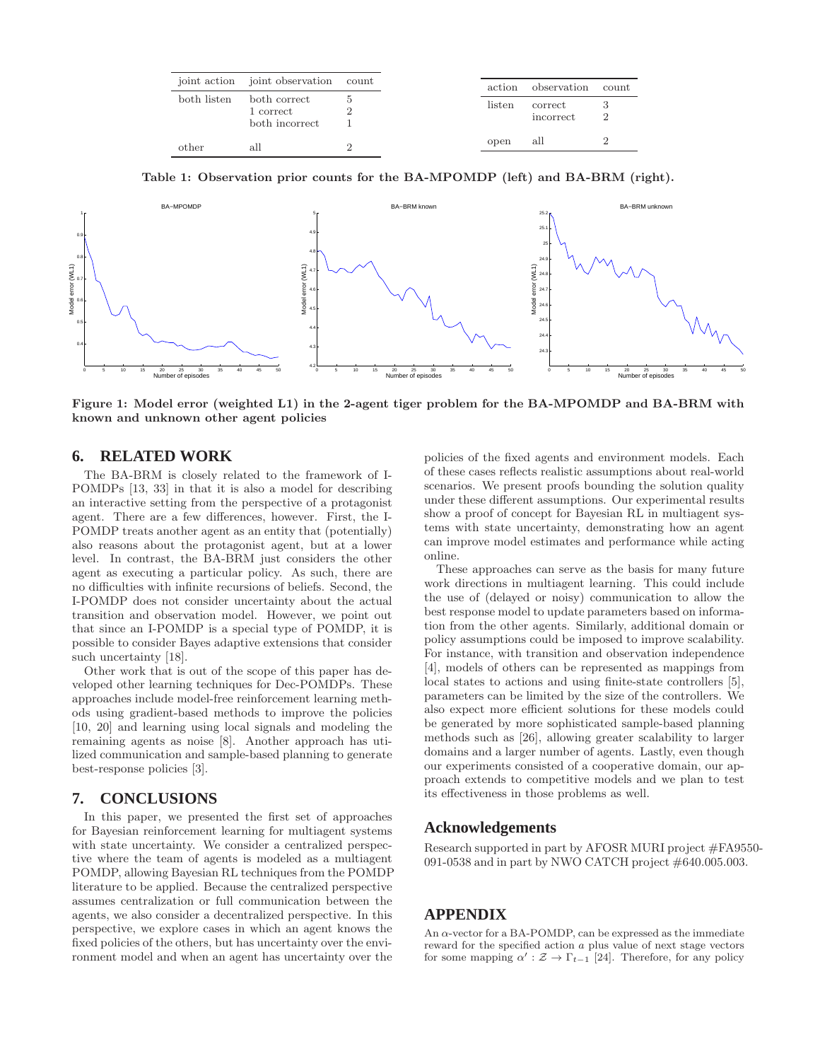| joint action | joint observation | count |
|---|---|---|
| both listen | both correct | 5 |
| | 1 correct | 2 |
| | both incorrect | 1 |
| other | all | 2 |

| action | observation | count |
|---|---|---|
| listen | correct | 3 |
| | incorrect | 2 |
| open | all | 2 |

**Table 1: Observation prior counts for the BA-MPOMDP (left) and BA-BRM (right).**

**Figure 1: Model error (weighted L1) in the 2-agent tiger problem for the BA-MPOMDP and BA-BRM with known and unknown other agent policies**

## 6. RELATED WORK

The BA-BRM is closely related to the framework of I-POMDPs [13, 33] in that it is also a model for describing an interactive setting from the perspective of a protagonist agent. There are a few differences, however. First, the I-POMDP treats another agent as an entity that (potentially) also reasons about the protagonist agent, but at a lower level. In contrast, the BA-BRM just considers the other agent as executing a particular policy. As such, there are no difficulties with infinite recursions of beliefs. Second, the I-POMDP does not consider uncertainty about the actual transition and observation model. However, we point out that since an I-POMDP is a special type of POMDP, it is possible to consider Bayes adaptive extensions that consider such uncertainty [18].

Other work that is out of the scope of this paper has developed other learning techniques for Dec-POMDPs. These approaches include model-free reinforcement learning methods using gradient-based methods to improve the policies [10, 20] and learning using local signals and modeling the remaining agents as noise [8]. Another approach has utilized communication and sample-based planning to generate best-response policies [3].

## 7. CONCLUSIONS

In this paper, we presented the first set of approaches for Bayesian reinforcement learning for multiagent systems with state uncertainty. We consider a centralized perspective where the team of agents is modeled as a multiagent POMDP, allowing Bayesian RL techniques from the POMDP literature to be applied. Because the centralized perspective assumes centralization or full communication between the agents, we also consider a decentralized perspective. In this perspective, we explore cases in which an agent knows the fixed policies of the others, but has uncertainty over the environment model and when an agent has uncertainty over the policies of the fixed agents and environment models. Each of these cases reflects realistic assumptions about real-world scenarios. We present proofs bounding the solution quality under these different assumptions. Our experimental results show a proof of concept for Bayesian RL in multiagent systems with state uncertainty, demonstrating how an agent can improve model estimates and performance while acting online.

These approaches can serve as the basis for many future work directions in multiagent learning. This could include the use of (delayed or noisy) communication to allow the best response model to update parameters based on information from the other agents. Similarly, additional domain or policy assumptions could be imposed to improve scalability. For instance, with transition and observation independence [4], models of others can be represented as mappings from local states to actions and using finite-state controllers [5], parameters can be limited by the size of the controllers. We also expect more efficient solutions for these models could be generated by more sophisticated sample-based planning methods such as [26], allowing greater scalability to larger domains and a larger number of agents. Lastly, even though our experiments consisted of a cooperative domain, our approach extends to competitive models and we plan to test its effectiveness in those problems as well.

## Acknowledgements

Research supported in part by AFOSR MURI project #FA9550-091-0538 and in part by NWO CATCH project #640.005.003.

## APPENDIX

An $\alpha$-vector for a BA-POMDP, can be expressed as the immediate reward for the specified action $a$ plus value of next stage vectors for some mapping $\alpha' : \mathcal{Z} \rightarrow \Gamma_{t-1}$ [24]. Therefore, for any policy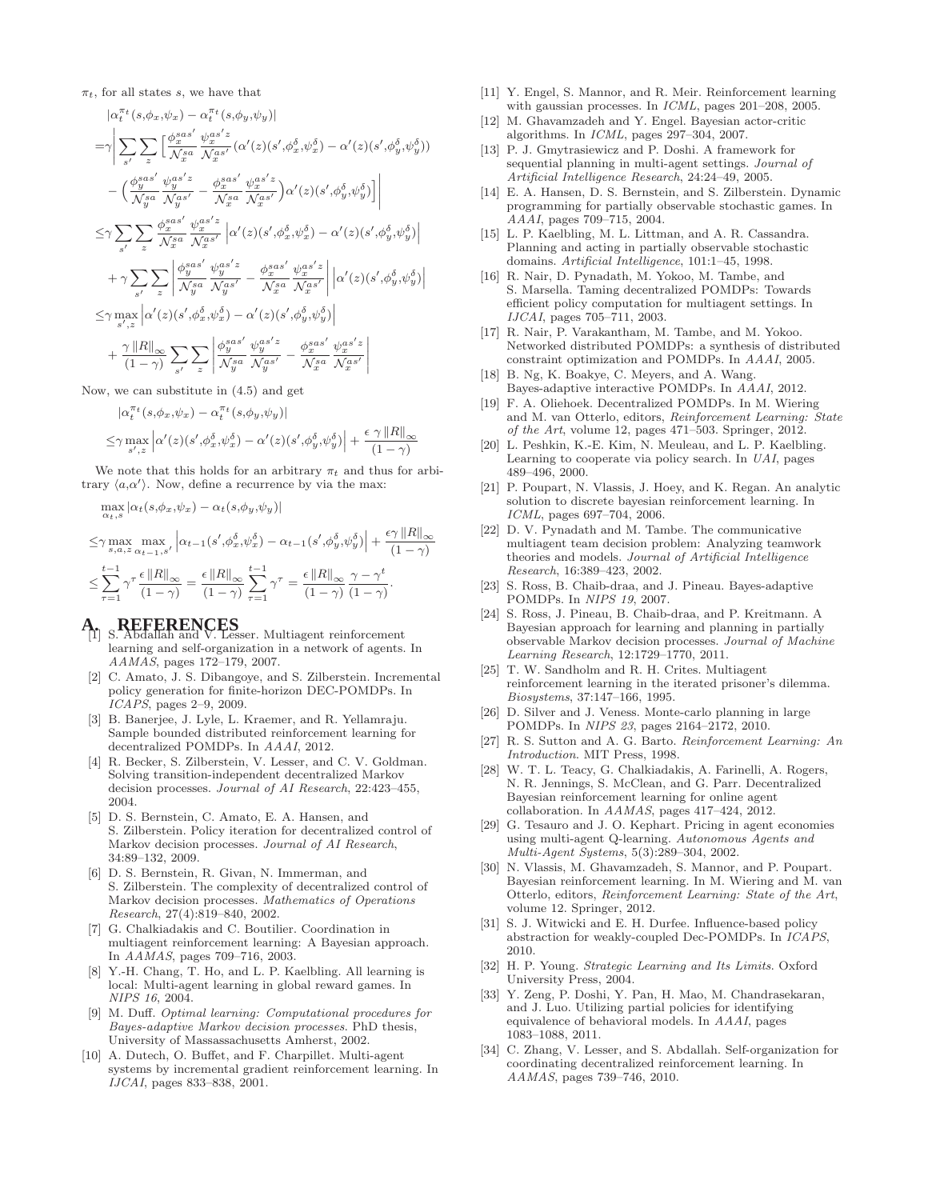$\pi_t$, for all states $s$, we have that

$$
\begin{aligned}
&|\alpha_t^{\pi_t}(s,\phi_x,\psi_x) - \alpha_t^{\pi_t}(s,\phi_y,\psi_y)| \\
=&\gamma\left| \sum_{s'} \sum_{z} \Big[ \frac{\phi_x^{sas'}}{\mathcal{N}_x^{sa}} \frac{\psi_x^{as'z}}{\mathcal{N}_x^{as'}} (\alpha'(z)(s',\phi_x^\delta,\psi_x^\delta) - \alpha'(z)(s',\phi_y^\delta,\psi_y^\delta)) \right. \\
&\left. - \Big( \frac{\phi_y^{sas'}}{\mathcal{N}_y^{sa}} \frac{\psi_y^{as'z}}{\mathcal{N}_y^{as'}} - \frac{\phi_x^{sas'}}{\mathcal{N}_x^{sa}} \frac{\psi_x^{as'z}}{\mathcal{N}_x^{as'}} \Big) \alpha'(z)(s',\phi_y^\delta,\psi_y^\delta) \Big] \right| \\
\leq&\gamma \sum_{s'} \sum_{z} \frac{\phi_x^{sas'}}{\mathcal{N}_x^{sa}} \frac{\psi_x^{as'z}}{\mathcal{N}_x^{as'}} \left| \alpha'(z)(s',\phi_x^\delta,\psi_x^\delta) - \alpha'(z)(s',\phi_y^\delta,\psi_y^\delta) \right| \\
&+ \gamma \sum_{s'} \sum_{z} \left| \frac{\phi_y^{sas'}}{\mathcal{N}_y^{sa}} \frac{\psi_y^{as'z}}{\mathcal{N}_y^{as'}} - \frac{\phi_x^{sas'}}{\mathcal{N}_x^{sa}} \frac{\psi_x^{as'z}}{\mathcal{N}_x^{as'}} \right| \left| \alpha'(z)(s',\phi_y^\delta,\psi_y^\delta) \right| \\
\leq&\gamma \max_{s',z} \left| \alpha'(z)(s',\phi_x^\delta,\psi_x^\delta) - \alpha'(z)(s',\phi_y^\delta,\psi_y^\delta) \right| \\
&+ \frac{\gamma \left\| R \right\|_\infty}{(1-\gamma)} \sum_{s'} \sum_{z} \left| \frac{\phi_y^{sas'}}{\mathcal{N}_y^{sa}} \frac{\psi_y^{as'z}}{\mathcal{N}_y^{as'}} - \frac{\phi_x^{sas'}}{\mathcal{N}_x^{sa}} \frac{\psi_x^{as'z}}{\mathcal{N}_x^{as'}} \right|
\end{aligned}
$$

Now, we can substitute in (4.5) and get

$$
\begin{aligned}
&|\alpha_t^{\pi_t}(s,\phi_x,\psi_x) - \alpha_t^{\pi_t}(s,\phi_y,\psi_y)| \\
\leq&\gamma \max_{s',z} \left| \alpha'(z)(s',\phi_x^\delta,\psi_x^\delta) - \alpha'(z)(s',\phi_y^\delta,\psi_y^\delta) \right| + \frac{\epsilon\ \gamma \left\| R \right\|_\infty}{(1-\gamma)}
\end{aligned}
$$

We note that this holds for an arbitrary $\pi_t$ and thus for arbitrary $\langle \alpha, \alpha' \rangle$. Now, define a recurrence by via the max:

$$
\begin{aligned}
&\max_{\alpha_t,s} |\alpha_t(s,\phi_x,\psi_x) - \alpha_t(s,\phi_y,\psi_y)| \\
\leq&\gamma \max_{s,a,z} \max_{\alpha_{t-1},s'} \left| \alpha_{t-1}(s',\phi_x^\delta,\psi_x^\delta) - \alpha_{t-1}(s',\phi_y^\delta,\psi_y^\delta) \right| + \frac{\epsilon\gamma \left\| R \right\|_\infty}{(1-\gamma)} \\
\leq&\sum_{\tau=1}^{t-1} \gamma^\tau \frac{\epsilon \left\| R \right\|_\infty}{(1-\gamma)} = \frac{\epsilon \left\| R \right\|_\infty}{(1-\gamma)} \sum_{\tau=1}^{t-1} \gamma^\tau = \frac{\epsilon \left\| R \right\|_\infty}{(1-\gamma)} \frac{\gamma - \gamma^t}{(1-\gamma)}.
\end{aligned}
$$

# A. REFERENCES

[1] S. Abdallah and V. Lesser. Multiagent reinforcement learning and self-organization in a network of agents. In *AAMAS*, pages 172–179, 2007.

[2] C. Amato, J. S. Dibangoye, and S. Zilberstein. Incremental policy generation for finite-horizon DEC-POMDPs. In *ICAPS*, pages 2–9, 2009.

[3] B. Banerjee, J. Lyle, L. Kraemer, and R. Yellamraju. Sample bounded distributed reinforcement learning for decentralized POMDPs. In *AAAI*, 2012.

[4] R. Becker, S. Zilberstein, V. Lesser, and C. V. Goldman. Solving transition-independent decentralized Markov decision processes. *Journal of AI Research*, 22:423–455, 2004.

[5] D. S. Bernstein, C. Amato, E. A. Hansen, and S. Zilberstein. Policy iteration for decentralized control of Markov decision processes. *Journal of AI Research*, 34:89–132, 2009.

[6] D. S. Bernstein, R. Givan, N. Immerman, and S. Zilberstein. The complexity of decentralized control of Markov decision processes. *Mathematics of Operations Research*, 27(4):819–840, 2002.

[7] G. Chalkiadakis and C. Boutilier. Coordination in multiagent reinforcement learning: A Bayesian approach. In *AAMAS*, pages 709–716, 2003.

[8] Y.-H. Chang, T. Ho, and L. P. Kaelbling. All learning is local: Multi-agent learning in global reward games. In *NIPS 16*, 2004.

[9] M. Duff. *Optimal learning: Computational procedures for Bayes-adaptive Markov decision processes*. PhD thesis, University of Massassachusetts Amherst, 2002.

[10] A. Dutech, O. Buffet, and F. Charpillet. Multi-agent systems by incremental gradient reinforcement learning. In *IJCAI*, pages 833–838, 2001.

[11] Y. Engel, S. Mannor, and R. Meir. Reinforcement learning with gaussian processes. In *ICML*, pages 201–208, 2005.

[12] M. Ghavamzadeh and Y. Engel. Bayesian actor-critic algorithms. In *ICML*, pages 297–304, 2007.

[13] P. J. Gmytrasiewicz and P. Doshi. A framework for sequential planning in multi-agent settings. *Journal of Artificial Intelligence Research*, 24:24–49, 2005.

[14] E. A. Hansen, D. S. Bernstein, and S. Zilberstein. Dynamic programming for partially observable stochastic games. In *AAAI*, pages 709–715, 2004.

[15] L. P. Kaelbling, M. L. Littman, and A. R. Cassandra. Planning and acting in partially observable stochastic domains. *Artificial Intelligence*, 101:1–45, 1998.

[16] R. Nair, D. Pynadath, M. Yokoo, M. Tambe, and S. Marsella. Taming decentralized POMDPs: Towards efficient policy computation for multiagent settings. In *IJCAI*, pages 705–711, 2003.

[17] R. Nair, P. Varakantham, M. Tambe, and M. Yokoo. Networked distributed POMDPs: a synthesis of distributed constraint optimization and POMDPs. In *AAAI*, 2005.

[18] B. Ng, K. Boakye, C. Meyers, and A. Wang. Bayes-adaptive interactive POMDPs. In *AAAI*, 2012.

[19] F. A. Oliehoek. Decentralized POMDPs. In M. Wiering and M. van Otterlo, editors, *Reinforcement Learning: State of the Art*, volume 12, pages 471–503. Springer, 2012.

[20] L. Peshkin, K.-E. Kim, N. Meuleau, and L. P. Kaelbling. Learning to cooperate via policy search. In *UAI*, pages 489–496, 2000.

[21] P. Poupart, N. Vlassis, J. Hoey, and K. Regan. An analytic solution to discrete bayesian reinforcement learning. In *ICML*, pages 697–704, 2006.

[22] D. V. Pynadath and M. Tambe. The communicative multiagent team decision problem: Analyzing teamwork theories and models. *Journal of Artificial Intelligence Research*, 16:389–423, 2002.

[23] S. Ross, B. Chaib-draa, and J. Pineau. Bayes-adaptive POMDPs. In *NIPS 19*, 2007.

[24] S. Ross, J. Pineau, B. Chaib-draa, and P. Kreitmann. A Bayesian approach for learning and planning in partially observable Markov decision processes. *Journal of Machine Learning Research*, 12:1729–1770, 2011.

[25] T. W. Sandholm and R. H. Crites. Multiagent reinforcement learning in the iterated prisoner's dilemma. *Biosystems*, 37:147–166, 1995.

[26] D. Silver and J. Veness. Monte-carlo planning in large POMDPs. In *NIPS 23*, pages 2164–2172, 2010.

[27] R. S. Sutton and A. G. Barto. *Reinforcement Learning: An Introduction*. MIT Press, 1998.

[28] W. T. L. Teacy, G. Chalkiadakis, A. Farinelli, A. Rogers, N. R. Jennings, S. McClean, and G. Parr. Decentralized Bayesian reinforcement learning for online agent collaboration. In *AAMAS*, pages 417–424, 2012.

[29] G. Tesauro and J. O. Kephart. Pricing in agent economies using multi-agent Q-learning. *Autonomous Agents and Multi-Agent Systems*, 5(3):289–304, 2002.

[30] N. Vlassis, M. Ghavamzadeh, S. Mannor, and P. Poupart. Bayesian reinforcement learning. In M. Wiering and M. van Otterlo, editors, *Reinforcement Learning: State of the Art*, volume 12. Springer, 2012.

[31] S. J. Witwicki and E. H. Durfee. Influence-based policy abstraction for weakly-coupled Dec-POMDPs. In *ICAPS*, 2010.

[32] H. P. Young. *Strategic Learning and Its Limits*. Oxford University Press, 2004.

[33] Y. Zeng, P. Doshi, Y. Pan, H. Mao, M. Chandrasekaran, and J. Luo. Utilizing partial policies for identifying equivalence of behavioral models. In *AAAI*, pages 1083–1088, 2011.

[34] C. Zhang, V. Lesser, and S. Abdallah. Self-organization for coordinating decentralized reinforcement learning. In *AAMAS*, pages 739–746, 2010.